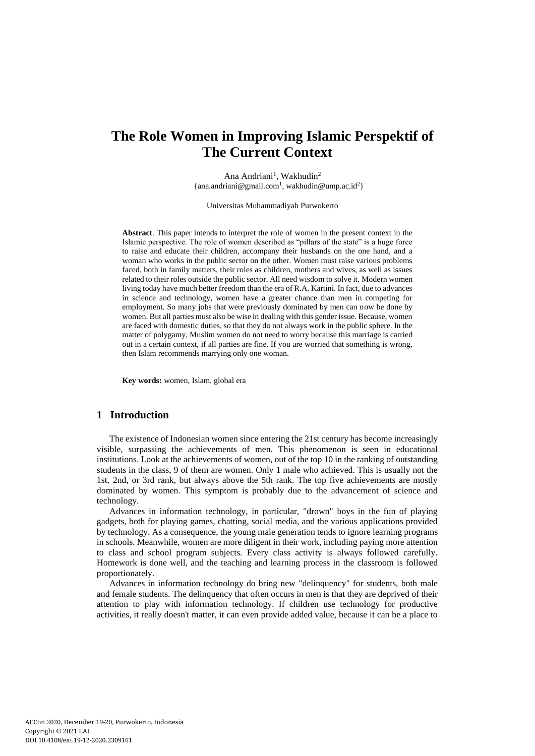# The Role Women in Improving Islamic Perspektif of The Current Context

Ana Andriani[1], Wakhudin[2]
{ana.andriani@gmail.com[1], wakhudin@ump.ac.id[2]}

Universitas Muhammadiyah Purwokerto

**Abstract**. This paper intends to interpret the role of women in the present context in the Islamic perspective. The role of women described as "pillars of the state" is a huge force to raise and educate their children, accompany their husbands on the one hand, and a woman who works in the public sector on the other. Women must raise various problems faced, both in family matters, their roles as children, mothers and wives, as well as issues related to their roles outside the public sector. All need wisdom to solve it. Modern women living today have much better freedom than the era of R.A. Kartini. In fact, due to advances in science and technology, women have a greater chance than men in competing for employment. So many jobs that were previously dominated by men can now be done by women. But all parties must also be wise in dealing with this gender issue. Because, women are faced with domestic duties, so that they do not always work in the public sphere. In the matter of polygamy, Muslim women do not need to worry because this marriage is carried out in a certain context, if all parties are fine. If you are worried that something is wrong, then Islam recommends marrying only one woman.

**Key words:** women, Islam, global era

## 1 Introduction

The existence of Indonesian women since entering the 21st century has become increasingly visible, surpassing the achievements of men. This phenomenon is seen in educational institutions. Look at the achievements of women, out of the top 10 in the ranking of outstanding students in the class, 9 of them are women. Only 1 male who achieved. This is usually not the 1st, 2nd, or 3rd rank, but always above the 5th rank. The top five achievements are mostly dominated by women. This symptom is probably due to the advancement of science and technology.

Advances in information technology, in particular, "drown" boys in the fun of playing gadgets, both for playing games, chatting, social media, and the various applications provided by technology. As a consequence, the young male generation tends to ignore learning programs in schools. Meanwhile, women are more diligent in their work, including paying more attention to class and school program subjects. Every class activity is always followed carefully. Homework is done well, and the teaching and learning process in the classroom is followed proportionately.

Advances in information technology do bring new "delinquency" for students, both male and female students. The delinquency that often occurs in men is that they are deprived of their attention to play with information technology. If children use technology for productive activities, it really doesn't matter, it can even provide added value, because it can be a place to

AECon 2020, December 19-20, Purwokerto, Indonesia
Copyright © 2021 EAI
DOI 10.4108/eai.19-12-2020.2309161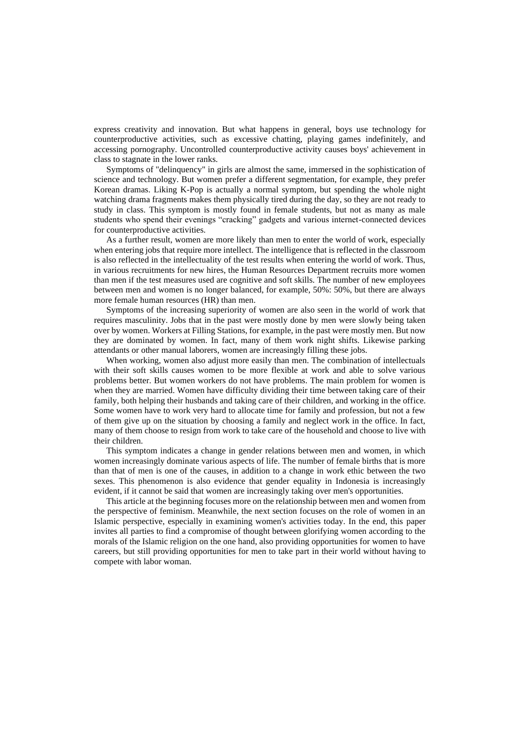express creativity and innovation. But what happens in general, boys use technology for counterproductive activities, such as excessive chatting, playing games indefinitely, and accessing pornography. Uncontrolled counterproductive activity causes boys' achievement in class to stagnate in the lower ranks.

Symptoms of "delinquency" in girls are almost the same, immersed in the sophistication of science and technology. But women prefer a different segmentation, for example, they prefer Korean dramas. Liking K-Pop is actually a normal symptom, but spending the whole night watching drama fragments makes them physically tired during the day, so they are not ready to study in class. This symptom is mostly found in female students, but not as many as male students who spend their evenings "cracking" gadgets and various internet-connected devices for counterproductive activities.

As a further result, women are more likely than men to enter the world of work, especially when entering jobs that require more intellect. The intelligence that is reflected in the classroom is also reflected in the intellectuality of the test results when entering the world of work. Thus, in various recruitments for new hires, the Human Resources Department recruits more women than men if the test measures used are cognitive and soft skills. The number of new employees between men and women is no longer balanced, for example, 50%: 50%, but there are always more female human resources (HR) than men.

Symptoms of the increasing superiority of women are also seen in the world of work that requires masculinity. Jobs that in the past were mostly done by men were slowly being taken over by women. Workers at Filling Stations, for example, in the past were mostly men. But now they are dominated by women. In fact, many of them work night shifts. Likewise parking attendants or other manual laborers, women are increasingly filling these jobs.

When working, women also adjust more easily than men. The combination of intellectuals with their soft skills causes women to be more flexible at work and able to solve various problems better. But women workers do not have problems. The main problem for women is when they are married. Women have difficulty dividing their time between taking care of their family, both helping their husbands and taking care of their children, and working in the office. Some women have to work very hard to allocate time for family and profession, but not a few of them give up on the situation by choosing a family and neglect work in the office. In fact, many of them choose to resign from work to take care of the household and choose to live with their children.

This symptom indicates a change in gender relations between men and women, in which women increasingly dominate various aspects of life. The number of female births that is more than that of men is one of the causes, in addition to a change in work ethic between the two sexes. This phenomenon is also evidence that gender equality in Indonesia is increasingly evident, if it cannot be said that women are increasingly taking over men's opportunities.

This article at the beginning focuses more on the relationship between men and women from the perspective of feminism. Meanwhile, the next section focuses on the role of women in an Islamic perspective, especially in examining women's activities today. In the end, this paper invites all parties to find a compromise of thought between glorifying women according to the morals of the Islamic religion on the one hand, also providing opportunities for women to have careers, but still providing opportunities for men to take part in their world without having to compete with labor woman.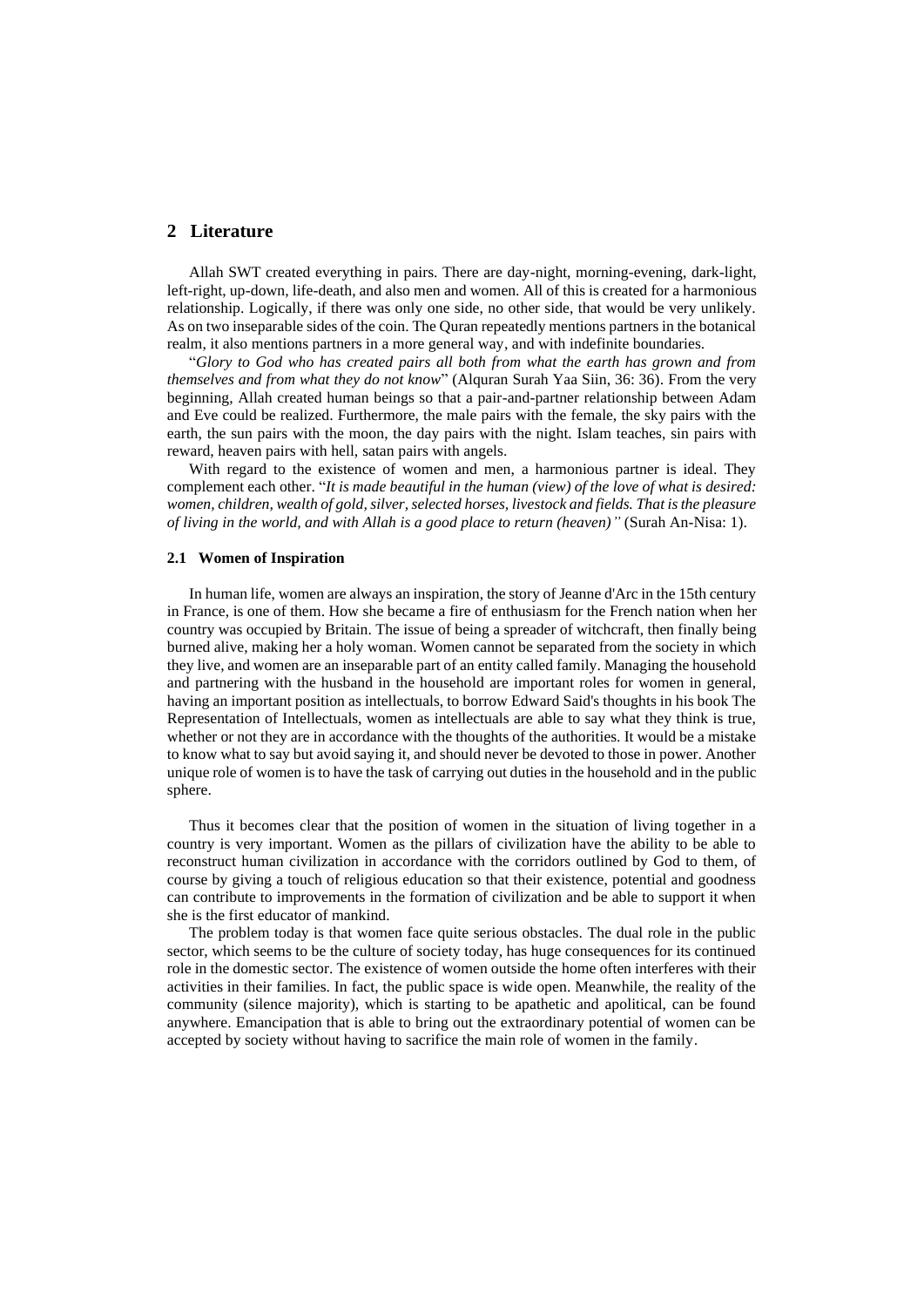## 2 Literature

Allah SWT created everything in pairs. There are day-night, morning-evening, dark-light, left-right, up-down, life-death, and also men and women. All of this is created for a harmonious relationship. Logically, if there was only one side, no other side, that would be very unlikely. As on two inseparable sides of the coin. The Quran repeatedly mentions partners in the botanical realm, it also mentions partners in a more general way, and with indefinite boundaries.

"*Glory to God who has created pairs all both from what the earth has grown and from themselves and from what they do not know*" (Alquran Surah Yaa Siin, 36: 36). From the very beginning, Allah created human beings so that a pair-and-partner relationship between Adam and Eve could be realized. Furthermore, the male pairs with the female, the sky pairs with the earth, the sun pairs with the moon, the day pairs with the night. Islam teaches, sin pairs with reward, heaven pairs with hell, satan pairs with angels.

With regard to the existence of women and men, a harmonious partner is ideal. They complement each other. "*It is made beautiful in the human (view) of the love of what is desired: women, children, wealth of gold, silver, selected horses, livestock and fields. That is the pleasure of living in the world, and with Allah is a good place to return (heaven)"* (Surah An-Nisa: 1).

### 2.1 Women of Inspiration

In human life, women are always an inspiration, the story of Jeanne d'Arc in the 15th century in France, is one of them. How she became a fire of enthusiasm for the French nation when her country was occupied by Britain. The issue of being a spreader of witchcraft, then finally being burned alive, making her a holy woman. Women cannot be separated from the society in which they live, and women are an inseparable part of an entity called family. Managing the household and partnering with the husband in the household are important roles for women in general, having an important position as intellectuals, to borrow Edward Said's thoughts in his book The Representation of Intellectuals, women as intellectuals are able to say what they think is true, whether or not they are in accordance with the thoughts of the authorities. It would be a mistake to know what to say but avoid saying it, and should never be devoted to those in power. Another unique role of women is to have the task of carrying out duties in the household and in the public sphere.

Thus it becomes clear that the position of women in the situation of living together in a country is very important. Women as the pillars of civilization have the ability to be able to reconstruct human civilization in accordance with the corridors outlined by God to them, of course by giving a touch of religious education so that their existence, potential and goodness can contribute to improvements in the formation of civilization and be able to support it when she is the first educator of mankind.

The problem today is that women face quite serious obstacles. The dual role in the public sector, which seems to be the culture of society today, has huge consequences for its continued role in the domestic sector. The existence of women outside the home often interferes with their activities in their families. In fact, the public space is wide open. Meanwhile, the reality of the community (silence majority), which is starting to be apathetic and apolitical, can be found anywhere. Emancipation that is able to bring out the extraordinary potential of women can be accepted by society without having to sacrifice the main role of women in the family.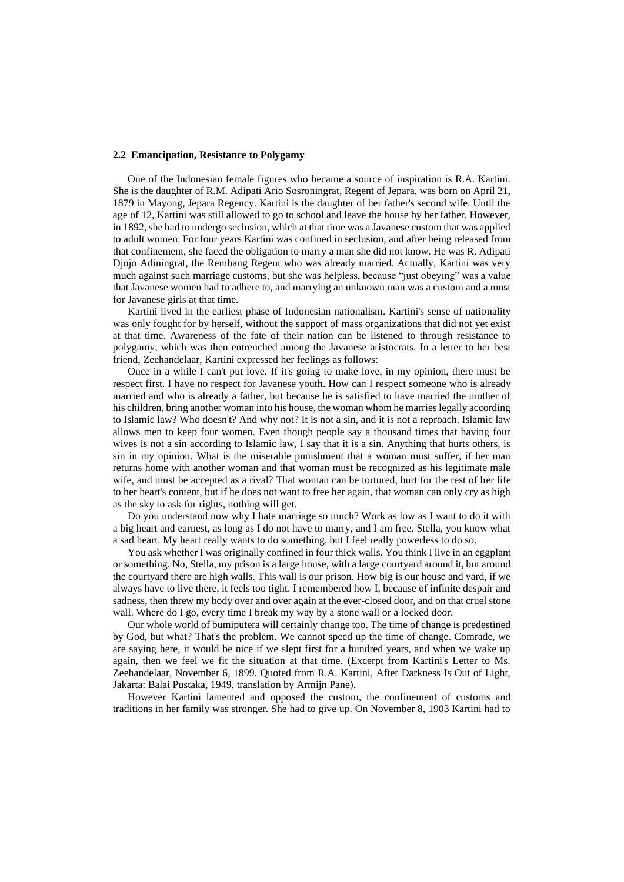### 2.2 Emancipation, Resistance to Polygamy

One of the Indonesian female figures who became a source of inspiration is R.A. Kartini. She is the daughter of R.M. Adipati Ario Sosroningrat, Regent of Jepara, was born on April 21, 1879 in Mayong, Jepara Regency. Kartini is the daughter of her father's second wife. Until the age of 12, Kartini was still allowed to go to school and leave the house by her father. However, in 1892, she had to undergo seclusion, which at that time was a Javanese custom that was applied to adult women. For four years Kartini was confined in seclusion, and after being released from that confinement, she faced the obligation to marry a man she did not know. He was R. Adipati Djojo Adiningrat, the Rembang Regent who was already married. Actually, Kartini was very much against such marriage customs, but she was helpless, because "just obeying" was a value that Javanese women had to adhere to, and marrying an unknown man was a custom and a must for Javanese girls at that time.

Kartini lived in the earliest phase of Indonesian nationalism. Kartini's sense of nationality was only fought for by herself, without the support of mass organizations that did not yet exist at that time. Awareness of the fate of their nation can be listened to through resistance to polygamy, which was then entrenched among the Javanese aristocrats. In a letter to her best friend, Zeehandelaar, Kartini expressed her feelings as follows:

Once in a while I can't put love. If it's going to make love, in my opinion, there must be respect first. I have no respect for Javanese youth. How can I respect someone who is already married and who is already a father, but because he is satisfied to have married the mother of his children, bring another woman into his house, the woman whom he marries legally according to Islamic law? Who doesn't? And why not? It is not a sin, and it is not a reproach. Islamic law allows men to keep four women. Even though people say a thousand times that having four wives is not a sin according to Islamic law, I say that it is a sin. Anything that hurts others, is sin in my opinion. What is the miserable punishment that a woman must suffer, if her man returns home with another woman and that woman must be recognized as his legitimate male wife, and must be accepted as a rival? That woman can be tortured, hurt for the rest of her life to her heart's content, but if he does not want to free her again, that woman can only cry as high as the sky to ask for rights, nothing will get.

Do you understand now why I hate marriage so much? Work as low as I want to do it with a big heart and earnest, as long as I do not have to marry, and I am free. Stella, you know what a sad heart. My heart really wants to do something, but I feel really powerless to do so.

You ask whether I was originally confined in four thick walls. You think I live in an eggplant or something. No, Stella, my prison is a large house, with a large courtyard around it, but around the courtyard there are high walls. This wall is our prison. How big is our house and yard, if we always have to live there, it feels too tight. I remembered how I, because of infinite despair and sadness, then threw my body over and over again at the ever-closed door, and on that cruel stone wall. Where do I go, every time I break my way by a stone wall or a locked door.

Our whole world of bumiputera will certainly change too. The time of change is predestined by God, but what? That's the problem. We cannot speed up the time of change. Comrade, we are saying here, it would be nice if we slept first for a hundred years, and when we wake up again, then we feel we fit the situation at that time. (Excerpt from Kartini's Letter to Ms. Zeehandelaar, November 6, 1899. Quoted from R.A. Kartini, After Darkness Is Out of Light, Jakarta: Balai Pustaka, 1949, translation by Armijn Pane).

However Kartini lamented and opposed the custom, the confinement of customs and traditions in her family was stronger. She had to give up. On November 8, 1903 Kartini had to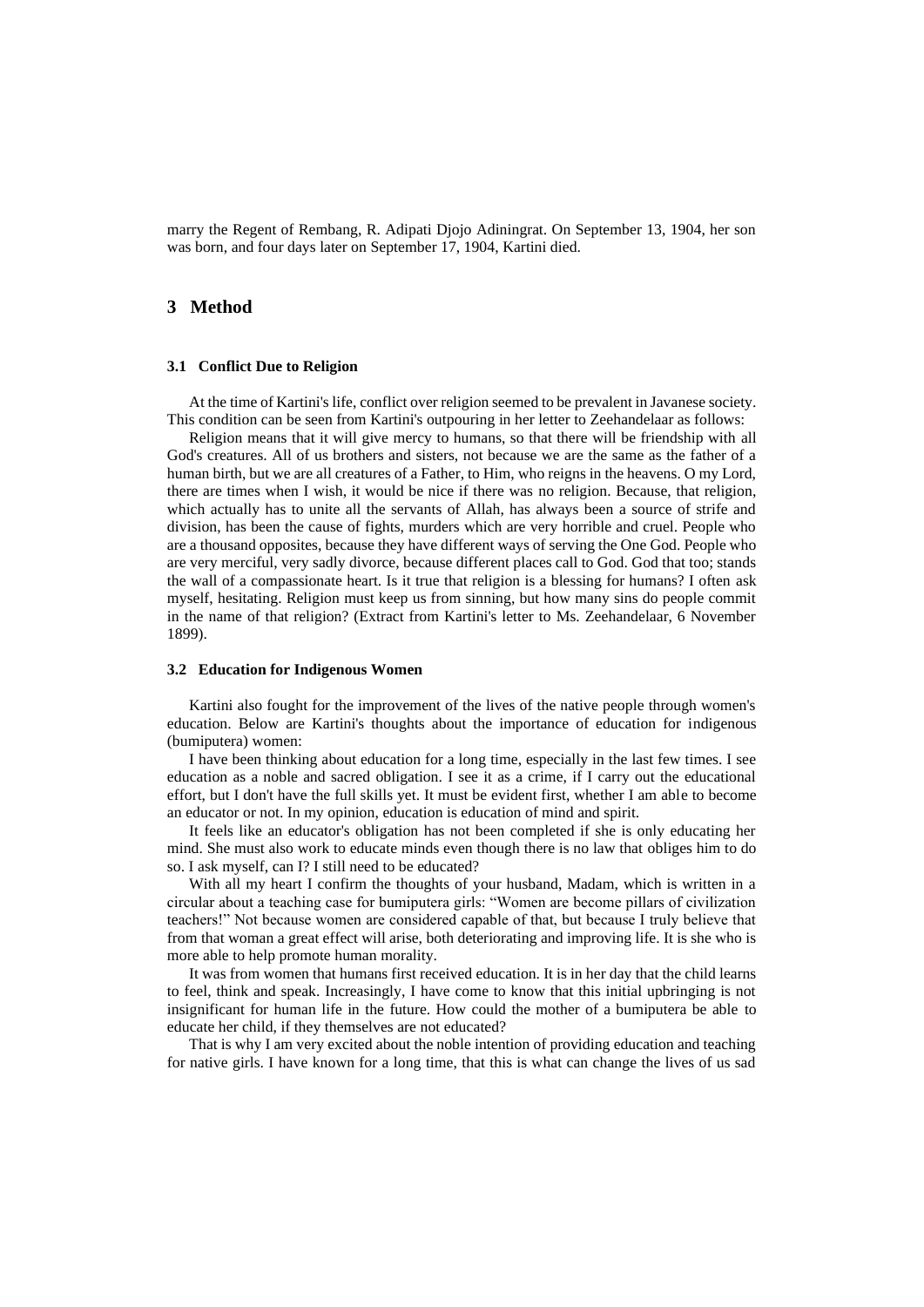marry the Regent of Rembang, R. Adipati Djojo Adiningrat. On September 13, 1904, her son was born, and four days later on September 17, 1904, Kartini died.

## 3 Method

### 3.1 Conflict Due to Religion

At the time of Kartini's life, conflict over religion seemed to be prevalent in Javanese society. This condition can be seen from Kartini's outpouring in her letter to Zeehandelaar as follows:

Religion means that it will give mercy to humans, so that there will be friendship with all God's creatures. All of us brothers and sisters, not because we are the same as the father of a human birth, but we are all creatures of a Father, to Him, who reigns in the heavens. O my Lord, there are times when I wish, it would be nice if there was no religion. Because, that religion, which actually has to unite all the servants of Allah, has always been a source of strife and division, has been the cause of fights, murders which are very horrible and cruel. People who are a thousand opposites, because they have different ways of serving the One God. People who are very merciful, very sadly divorce, because different places call to God. God that too; stands the wall of a compassionate heart. Is it true that religion is a blessing for humans? I often ask myself, hesitating. Religion must keep us from sinning, but how many sins do people commit in the name of that religion? (Extract from Kartini's letter to Ms. Zeehandelaar, 6 November 1899).

### 3.2 Education for Indigenous Women

Kartini also fought for the improvement of the lives of the native people through women's education. Below are Kartini's thoughts about the importance of education for indigenous (bumiputera) women:

I have been thinking about education for a long time, especially in the last few times. I see education as a noble and sacred obligation. I see it as a crime, if I carry out the educational effort, but I don't have the full skills yet. It must be evident first, whether I am able to become an educator or not. In my opinion, education is education of mind and spirit.

It feels like an educator's obligation has not been completed if she is only educating her mind. She must also work to educate minds even though there is no law that obliges him to do so. I ask myself, can I? I still need to be educated?

With all my heart I confirm the thoughts of your husband, Madam, which is written in a circular about a teaching case for bumiputera girls: "Women are become pillars of civilization teachers!" Not because women are considered capable of that, but because I truly believe that from that woman a great effect will arise, both deteriorating and improving life. It is she who is more able to help promote human morality.

It was from women that humans first received education. It is in her day that the child learns to feel, think and speak. Increasingly, I have come to know that this initial upbringing is not insignificant for human life in the future. How could the mother of a bumiputera be able to educate her child, if they themselves are not educated?

That is why I am very excited about the noble intention of providing education and teaching for native girls. I have known for a long time, that this is what can change the lives of us sad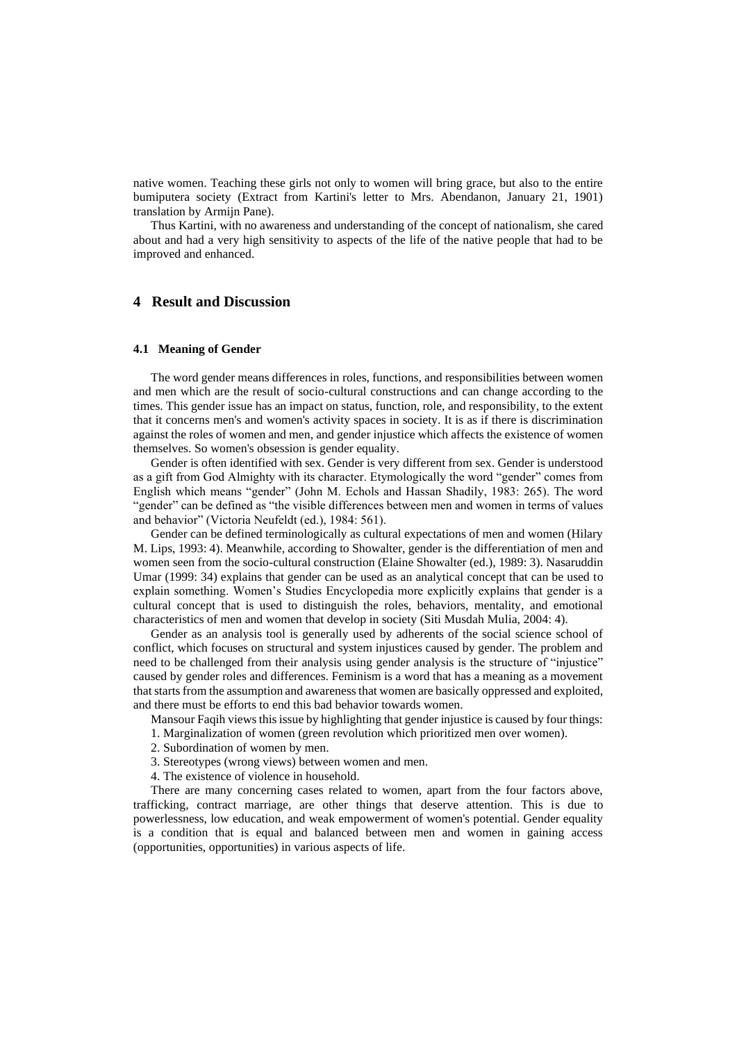native women. Teaching these girls not only to women will bring grace, but also to the entire bumiputera society (Extract from Kartini's letter to Mrs. Abendanon, January 21, 1901) translation by Armijn Pane).

Thus Kartini, with no awareness and understanding of the concept of nationalism, she cared about and had a very high sensitivity to aspects of the life of the native people that had to be improved and enhanced.

## 4 Result and Discussion

### 4.1 Meaning of Gender

The word gender means differences in roles, functions, and responsibilities between women and men which are the result of socio-cultural constructions and can change according to the times. This gender issue has an impact on status, function, role, and responsibility, to the extent that it concerns men's and women's activity spaces in society. It is as if there is discrimination against the roles of women and men, and gender injustice which affects the existence of women themselves. So women's obsession is gender equality.

Gender is often identified with sex. Gender is very different from sex. Gender is understood as a gift from God Almighty with its character. Etymologically the word "gender" comes from English which means "gender" (John M. Echols and Hassan Shadily, 1983: 265). The word "gender" can be defined as "the visible differences between men and women in terms of values and behavior" (Victoria Neufeldt (ed.), 1984: 561).

Gender can be defined terminologically as cultural expectations of men and women (Hilary M. Lips, 1993: 4). Meanwhile, according to Showalter, gender is the differentiation of men and women seen from the socio-cultural construction (Elaine Showalter (ed.), 1989: 3). Nasaruddin Umar (1999: 34) explains that gender can be used as an analytical concept that can be used to explain something. Women's Studies Encyclopedia more explicitly explains that gender is a cultural concept that is used to distinguish the roles, behaviors, mentality, and emotional characteristics of men and women that develop in society (Siti Musdah Mulia, 2004: 4).

Gender as an analysis tool is generally used by adherents of the social science school of conflict, which focuses on structural and system injustices caused by gender. The problem and need to be challenged from their analysis using gender analysis is the structure of "injustice" caused by gender roles and differences. Feminism is a word that has a meaning as a movement that starts from the assumption and awareness that women are basically oppressed and exploited, and there must be efforts to end this bad behavior towards women.

Mansour Faqih views this issue by highlighting that gender injustice is caused by four things:

1. Marginalization of women (green revolution which prioritized men over women).
2. Subordination of women by men.
3. Stereotypes (wrong views) between women and men.
4. The existence of violence in household.

There are many concerning cases related to women, apart from the four factors above, trafficking, contract marriage, are other things that deserve attention. This is due to powerlessness, low education, and weak empowerment of women's potential. Gender equality is a condition that is equal and balanced between men and women in gaining access (opportunities, opportunities) in various aspects of life.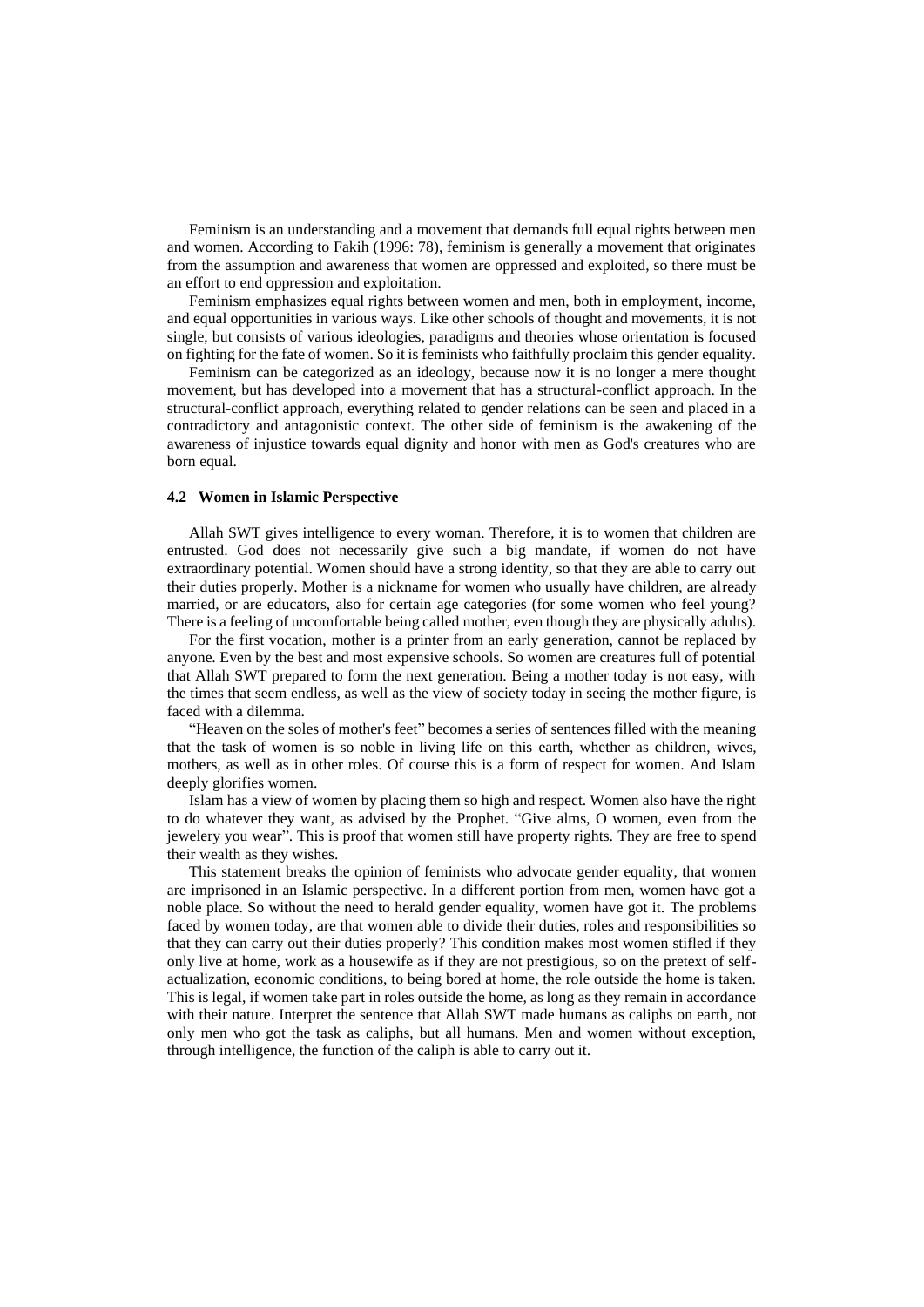Feminism is an understanding and a movement that demands full equal rights between men and women. According to Fakih (1996: 78), feminism is generally a movement that originates from the assumption and awareness that women are oppressed and exploited, so there must be an effort to end oppression and exploitation.

Feminism emphasizes equal rights between women and men, both in employment, income, and equal opportunities in various ways. Like other schools of thought and movements, it is not single, but consists of various ideologies, paradigms and theories whose orientation is focused on fighting for the fate of women. So it is feminists who faithfully proclaim this gender equality.

Feminism can be categorized as an ideology, because now it is no longer a mere thought movement, but has developed into a movement that has a structural-conflict approach. In the structural-conflict approach, everything related to gender relations can be seen and placed in a contradictory and antagonistic context. The other side of feminism is the awakening of the awareness of injustice towards equal dignity and honor with men as God's creatures who are born equal.

### 4.2 Women in Islamic Perspective

Allah SWT gives intelligence to every woman. Therefore, it is to women that children are entrusted. God does not necessarily give such a big mandate, if women do not have extraordinary potential. Women should have a strong identity, so that they are able to carry out their duties properly. Mother is a nickname for women who usually have children, are already married, or are educators, also for certain age categories (for some women who feel young? There is a feeling of uncomfortable being called mother, even though they are physically adults).

For the first vocation, mother is a printer from an early generation, cannot be replaced by anyone. Even by the best and most expensive schools. So women are creatures full of potential that Allah SWT prepared to form the next generation. Being a mother today is not easy, with the times that seem endless, as well as the view of society today in seeing the mother figure, is faced with a dilemma.

"Heaven on the soles of mother's feet" becomes a series of sentences filled with the meaning that the task of women is so noble in living life on this earth, whether as children, wives, mothers, as well as in other roles. Of course this is a form of respect for women. And Islam deeply glorifies women.

Islam has a view of women by placing them so high and respect. Women also have the right to do whatever they want, as advised by the Prophet. "Give alms, O women, even from the jewelery you wear". This is proof that women still have property rights. They are free to spend their wealth as they wishes.

This statement breaks the opinion of feminists who advocate gender equality, that women are imprisoned in an Islamic perspective. In a different portion from men, women have got a noble place. So without the need to herald gender equality, women have got it. The problems faced by women today, are that women able to divide their duties, roles and responsibilities so that they can carry out their duties properly? This condition makes most women stifled if they only live at home, work as a housewife as if they are not prestigious, so on the pretext of self-actualization, economic conditions, to being bored at home, the role outside the home is taken. This is legal, if women take part in roles outside the home, as long as they remain in accordance with their nature. Interpret the sentence that Allah SWT made humans as caliphs on earth, not only men who got the task as caliphs, but all humans. Men and women without exception, through intelligence, the function of the caliph is able to carry out it.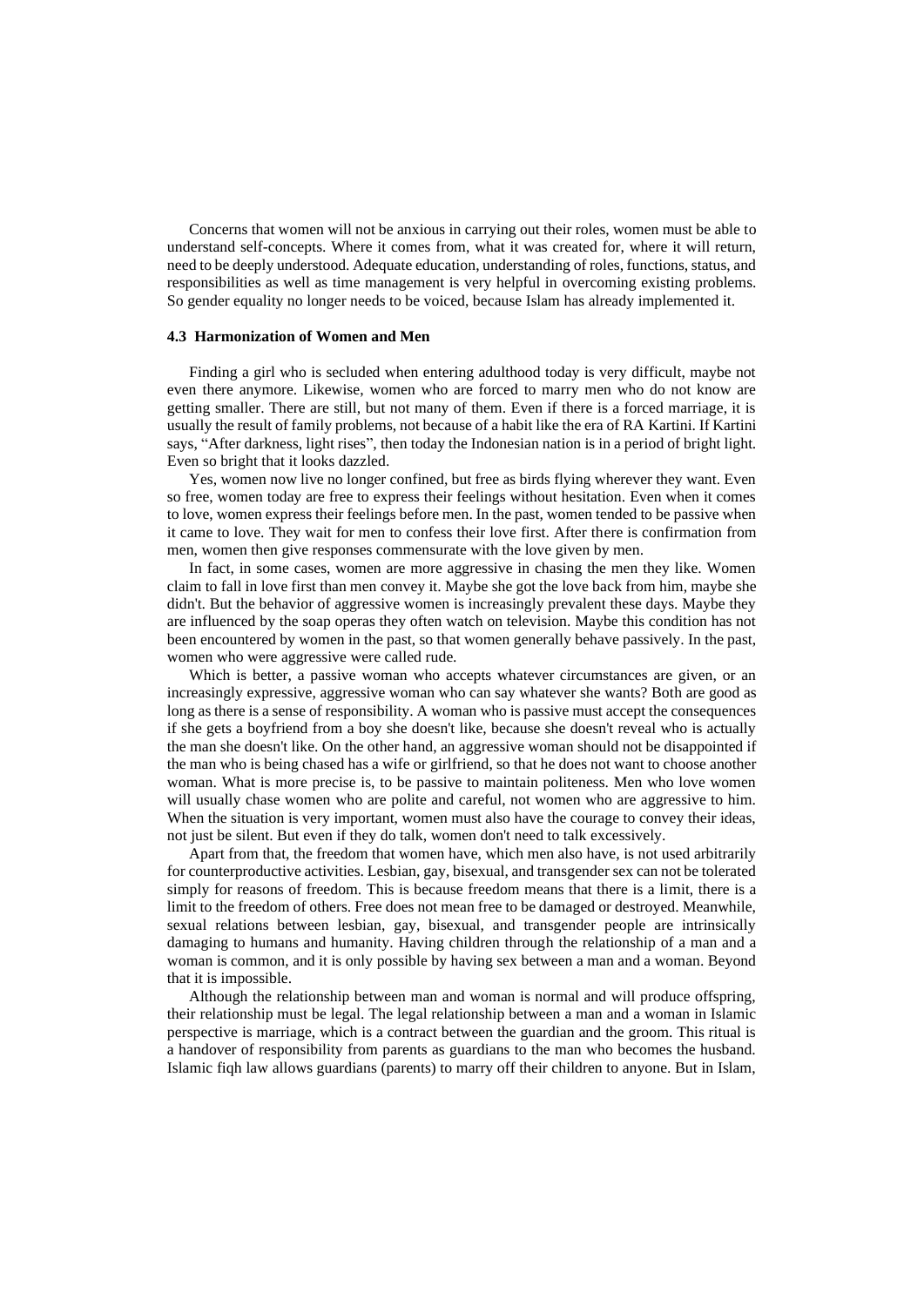Concerns that women will not be anxious in carrying out their roles, women must be able to understand self-concepts. Where it comes from, what it was created for, where it will return, need to be deeply understood. Adequate education, understanding of roles, functions, status, and responsibilities as well as time management is very helpful in overcoming existing problems. So gender equality no longer needs to be voiced, because Islam has already implemented it.

### 4.3 Harmonization of Women and Men

Finding a girl who is secluded when entering adulthood today is very difficult, maybe not even there anymore. Likewise, women who are forced to marry men who do not know are getting smaller. There are still, but not many of them. Even if there is a forced marriage, it is usually the result of family problems, not because of a habit like the era of RA Kartini. If Kartini says, "After darkness, light rises", then today the Indonesian nation is in a period of bright light. Even so bright that it looks dazzled.

Yes, women now live no longer confined, but free as birds flying wherever they want. Even so free, women today are free to express their feelings without hesitation. Even when it comes to love, women express their feelings before men. In the past, women tended to be passive when it came to love. They wait for men to confess their love first. After there is confirmation from men, women then give responses commensurate with the love given by men.

In fact, in some cases, women are more aggressive in chasing the men they like. Women claim to fall in love first than men convey it. Maybe she got the love back from him, maybe she didn't. But the behavior of aggressive women is increasingly prevalent these days. Maybe they are influenced by the soap operas they often watch on television. Maybe this condition has not been encountered by women in the past, so that women generally behave passively. In the past, women who were aggressive were called rude.

Which is better, a passive woman who accepts whatever circumstances are given, or an increasingly expressive, aggressive woman who can say whatever she wants? Both are good as long as there is a sense of responsibility. A woman who is passive must accept the consequences if she gets a boyfriend from a boy she doesn't like, because she doesn't reveal who is actually the man she doesn't like. On the other hand, an aggressive woman should not be disappointed if the man who is being chased has a wife or girlfriend, so that he does not want to choose another woman. What is more precise is, to be passive to maintain politeness. Men who love women will usually chase women who are polite and careful, not women who are aggressive to him. When the situation is very important, women must also have the courage to convey their ideas, not just be silent. But even if they do talk, women don't need to talk excessively.

Apart from that, the freedom that women have, which men also have, is not used arbitrarily for counterproductive activities. Lesbian, gay, bisexual, and transgender sex can not be tolerated simply for reasons of freedom. This is because freedom means that there is a limit, there is a limit to the freedom of others. Free does not mean free to be damaged or destroyed. Meanwhile, sexual relations between lesbian, gay, bisexual, and transgender people are intrinsically damaging to humans and humanity. Having children through the relationship of a man and a woman is common, and it is only possible by having sex between a man and a woman. Beyond that it is impossible.

Although the relationship between man and woman is normal and will produce offspring, their relationship must be legal. The legal relationship between a man and a woman in Islamic perspective is marriage, which is a contract between the guardian and the groom. This ritual is a handover of responsibility from parents as guardians to the man who becomes the husband. Islamic fiqh law allows guardians (parents) to marry off their children to anyone. But in Islam,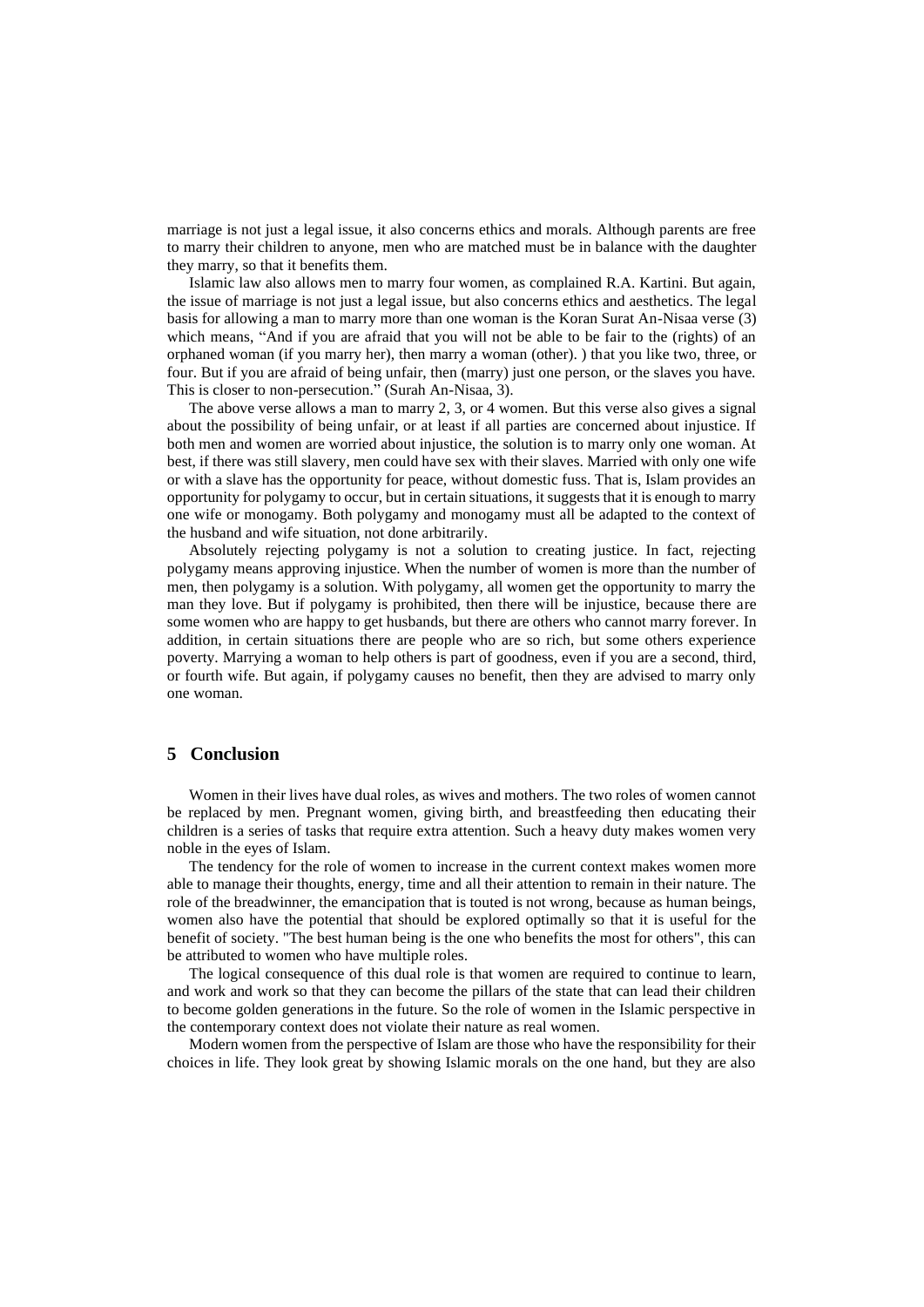marriage is not just a legal issue, it also concerns ethics and morals. Although parents are free to marry their children to anyone, men who are matched must be in balance with the daughter they marry, so that it benefits them.

Islamic law also allows men to marry four women, as complained R.A. Kartini. But again, the issue of marriage is not just a legal issue, but also concerns ethics and aesthetics. The legal basis for allowing a man to marry more than one woman is the Koran Surat An-Nisaa verse (3) which means, "And if you are afraid that you will not be able to be fair to the (rights) of an orphaned woman (if you marry her), then marry a woman (other). ) that you like two, three, or four. But if you are afraid of being unfair, then (marry) just one person, or the slaves you have. This is closer to non-persecution." (Surah An-Nisaa, 3).

The above verse allows a man to marry 2, 3, or 4 women. But this verse also gives a signal about the possibility of being unfair, or at least if all parties are concerned about injustice. If both men and women are worried about injustice, the solution is to marry only one woman. At best, if there was still slavery, men could have sex with their slaves. Married with only one wife or with a slave has the opportunity for peace, without domestic fuss. That is, Islam provides an opportunity for polygamy to occur, but in certain situations, it suggests that it is enough to marry one wife or monogamy. Both polygamy and monogamy must all be adapted to the context of the husband and wife situation, not done arbitrarily.

Absolutely rejecting polygamy is not a solution to creating justice. In fact, rejecting polygamy means approving injustice. When the number of women is more than the number of men, then polygamy is a solution. With polygamy, all women get the opportunity to marry the man they love. But if polygamy is prohibited, then there will be injustice, because there are some women who are happy to get husbands, but there are others who cannot marry forever. In addition, in certain situations there are people who are so rich, but some others experience poverty. Marrying a woman to help others is part of goodness, even if you are a second, third, or fourth wife. But again, if polygamy causes no benefit, then they are advised to marry only one woman.

## 5 Conclusion

Women in their lives have dual roles, as wives and mothers. The two roles of women cannot be replaced by men. Pregnant women, giving birth, and breastfeeding then educating their children is a series of tasks that require extra attention. Such a heavy duty makes women very noble in the eyes of Islam.

The tendency for the role of women to increase in the current context makes women more able to manage their thoughts, energy, time and all their attention to remain in their nature. The role of the breadwinner, the emancipation that is touted is not wrong, because as human beings, women also have the potential that should be explored optimally so that it is useful for the benefit of society. "The best human being is the one who benefits the most for others", this can be attributed to women who have multiple roles.

The logical consequence of this dual role is that women are required to continue to learn, and work and work so that they can become the pillars of the state that can lead their children to become golden generations in the future. So the role of women in the Islamic perspective in the contemporary context does not violate their nature as real women.

Modern women from the perspective of Islam are those who have the responsibility for their choices in life. They look great by showing Islamic morals on the one hand, but they are also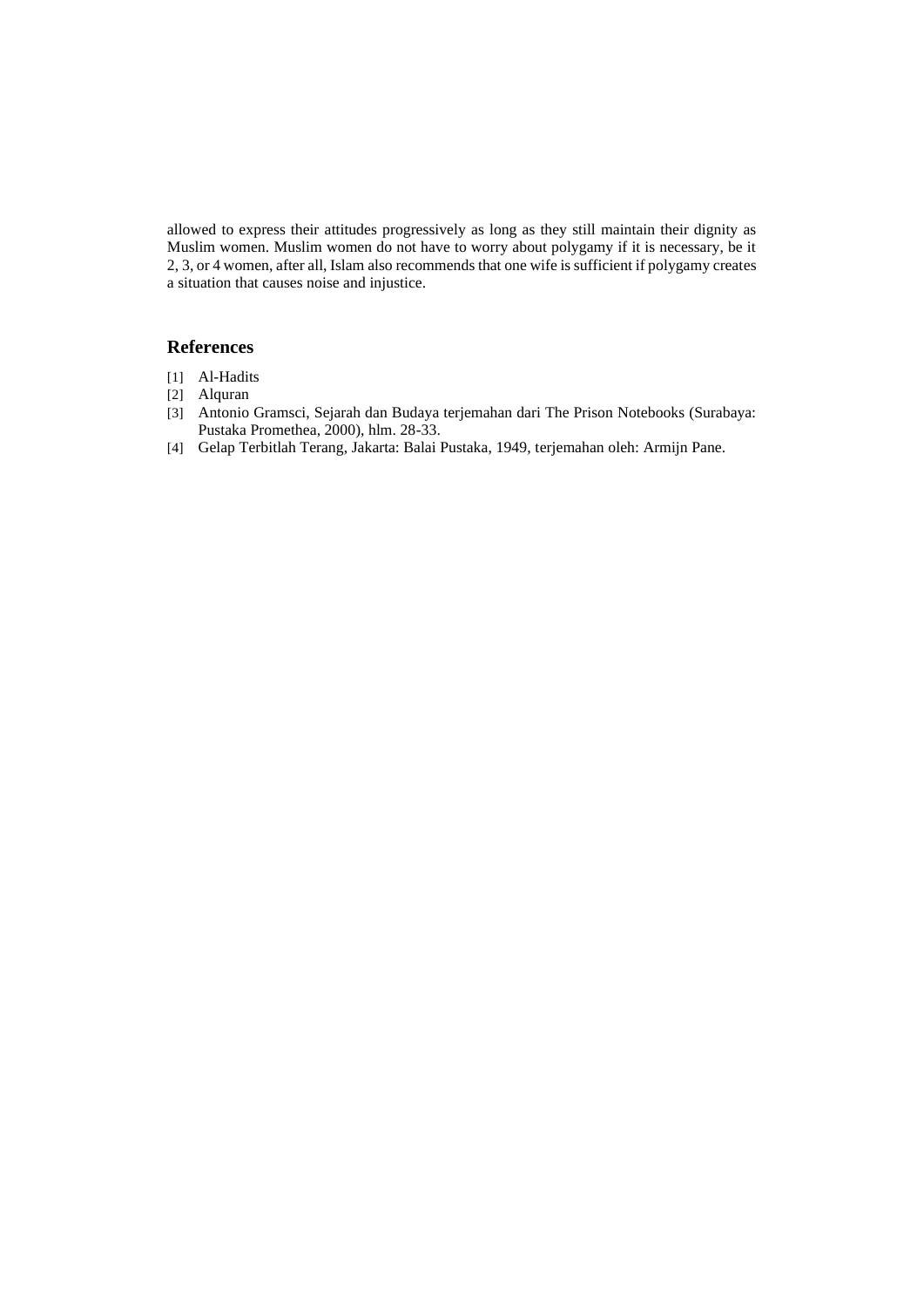allowed to express their attitudes progressively as long as they still maintain their dignity as Muslim women. Muslim women do not have to worry about polygamy if it is necessary, be it 2, 3, or 4 women, after all, Islam also recommends that one wife is sufficient if polygamy creates a situation that causes noise and injustice.

## References

[1] Al-Hadits

[2] Alquran

[3] Antonio Gramsci, Sejarah dan Budaya terjemahan dari The Prison Notebooks (Surabaya: Pustaka Promethea, 2000), hlm. 28-33.

[4] Gelap Terbitlah Terang, Jakarta: Balai Pustaka, 1949, terjemahan oleh: Armijn Pane.